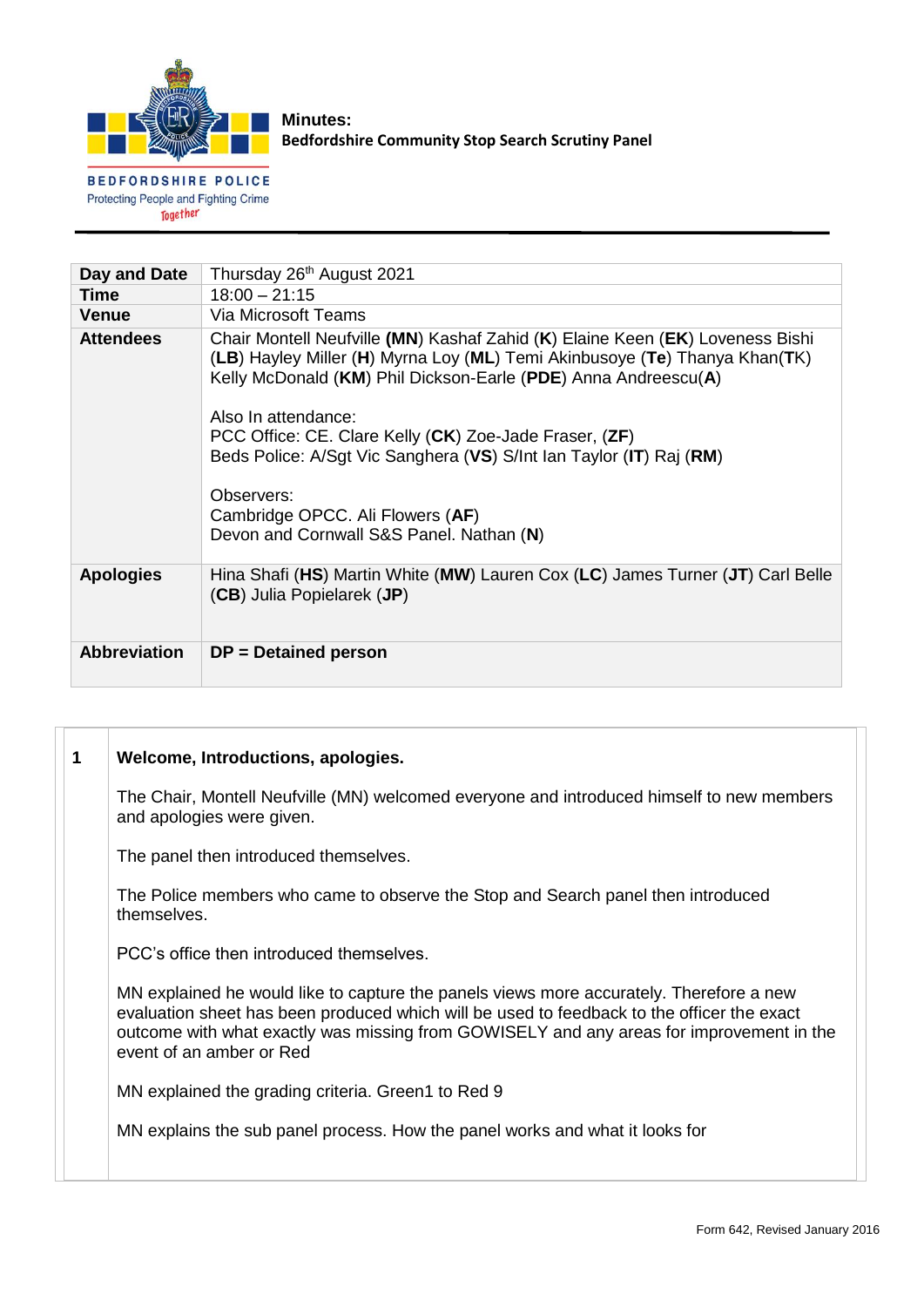BEDFORDSHIRE POLICE
Protecting People and Fighting Crime
*Together*

**Minutes:**
**Bedfordshire Community Stop Search Scrutiny Panel**

| | |
|---|---|
| **Day and Date** | Thursday 26th August 2021 |
| **Time** | 18:00 – 21:15 |
| **Venue** | Via Microsoft Teams |
| **Attendees** | Chair Montell Neufville **(MN)** Kashaf Zahid (**K**) Elaine Keen (**EK**) Loveness Bishi (**LB**) Hayley Miller (**H**) Myrna Loy (**ML**) Temi Akinbusoye (**Te**) Thanya Khan(**T**K) Kelly McDonald (**KM**) Phil Dickson-Earle (**PDE**) Anna Andreescu(**A**)<br><br>Also In attendance:<br>PCC Office: CE. Clare Kelly (**CK**) Zoe-Jade Fraser, (**ZF**)<br>Beds Police: A/Sgt Vic Sanghera (**VS**) S/Int Ian Taylor (**IT**) Raj (**RM**)<br><br>Observers:<br>Cambridge OPCC. Ali Flowers (**AF**)<br>Devon and Cornwall S&S Panel. Nathan (**N**) |
| **Apologies** | Hina Shafi (**HS**) Martin White (**MW**) Lauren Cox (**LC**) James Turner (**JT**) Carl Belle (**CB**) Julia Popielarek (**JP**) |
| **Abbreviation** | **DP = Detained person** |

| | |
|---|---|
| **1** | **Welcome, Introductions, apologies.**<br><br>The Chair, Montell Neufville (MN) welcomed everyone and introduced himself to new members and apologies were given.<br><br>The panel then introduced themselves.<br><br>The Police members who came to observe the Stop and Search panel then introduced themselves.<br><br>PCC's office then introduced themselves.<br><br>MN explained he would like to capture the panels views more accurately. Therefore a new evaluation sheet has been produced which will be used to feedback to the officer the exact outcome with what exactly was missing from GOWISELY and any areas for improvement in the event of an amber or Red<br><br>MN explained the grading criteria. Green1 to Red 9<br><br>MN explains the sub panel process. How the panel works and what it looks for |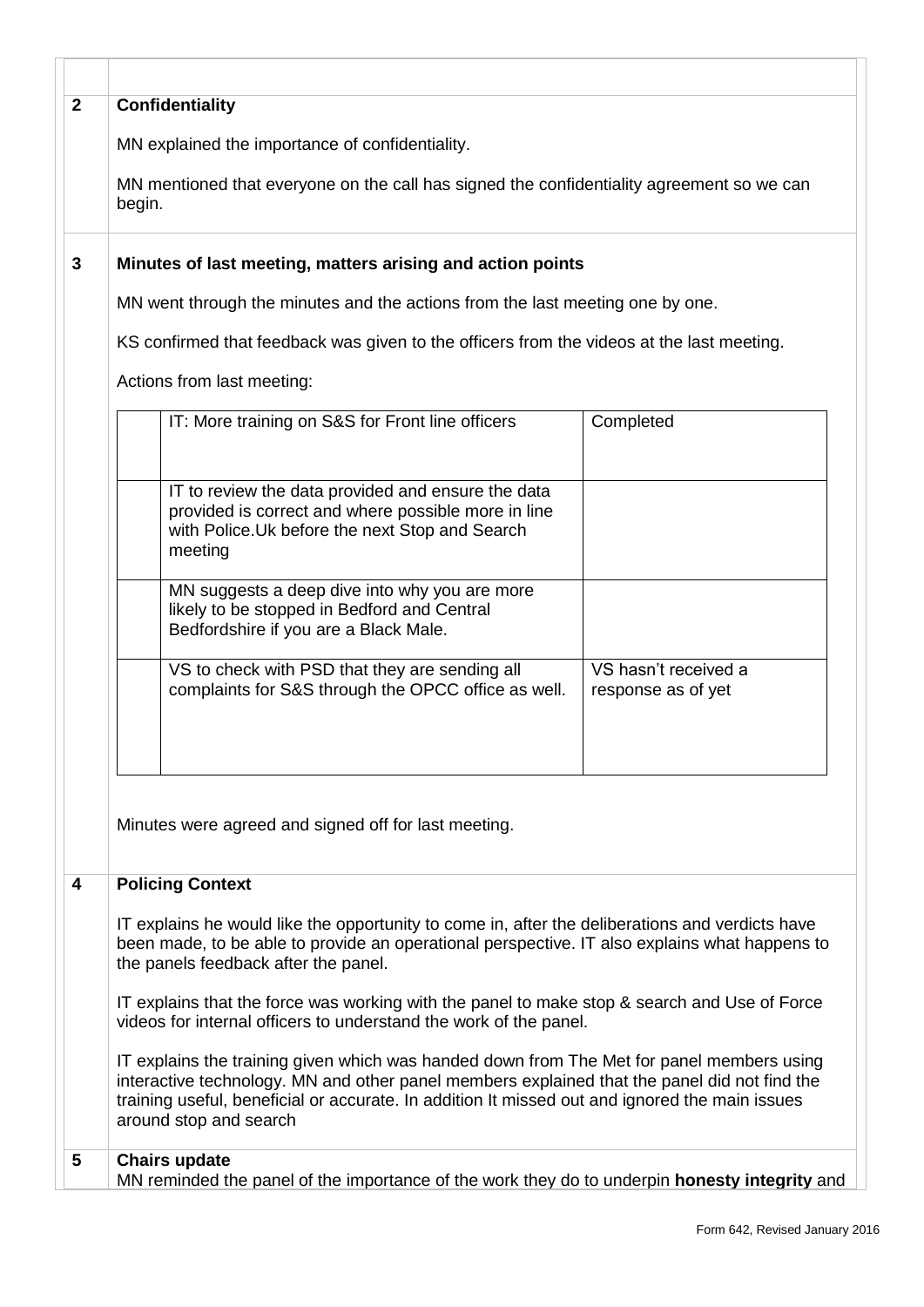## 2 Confidentiality

MN explained the importance of confidentiality.

MN mentioned that everyone on the call has signed the confidentiality agreement so we can begin.

## 3 Minutes of last meeting, matters arising and action points

MN went through the minutes and the actions from the last meeting one by one.

KS confirmed that feedback was given to the officers from the videos at the last meeting.

Actions from last meeting:

| | | |
|---|---|---|
| | IT: More training on S&S for Front line officers | Completed |
| | IT to review the data provided and ensure the data provided is correct and where possible more in line with Police.Uk before the next Stop and Search meeting | |
| | MN suggests a deep dive into why you are more likely to be stopped in Bedford and Central Bedfordshire if you are a Black Male. | |
| | VS to check with PSD that they are sending all complaints for S&S through the OPCC office as well. | VS hasn't received a response as of yet |

Minutes were agreed and signed off for last meeting.

## 4 Policing Context

IT explains he would like the opportunity to come in, after the deliberations and verdicts have been made, to be able to provide an operational perspective. IT also explains what happens to the panels feedback after the panel.

IT explains that the force was working with the panel to make stop & search and Use of Force videos for internal officers to understand the work of the panel.

IT explains the training given which was handed down from The Met for panel members using interactive technology. MN and other panel members explained that the panel did not find the training useful, beneficial or accurate. In addition It missed out and ignored the main issues around stop and search

## 5 Chairs update

MN reminded the panel of the importance of the work they do to underpin **honesty integrity** and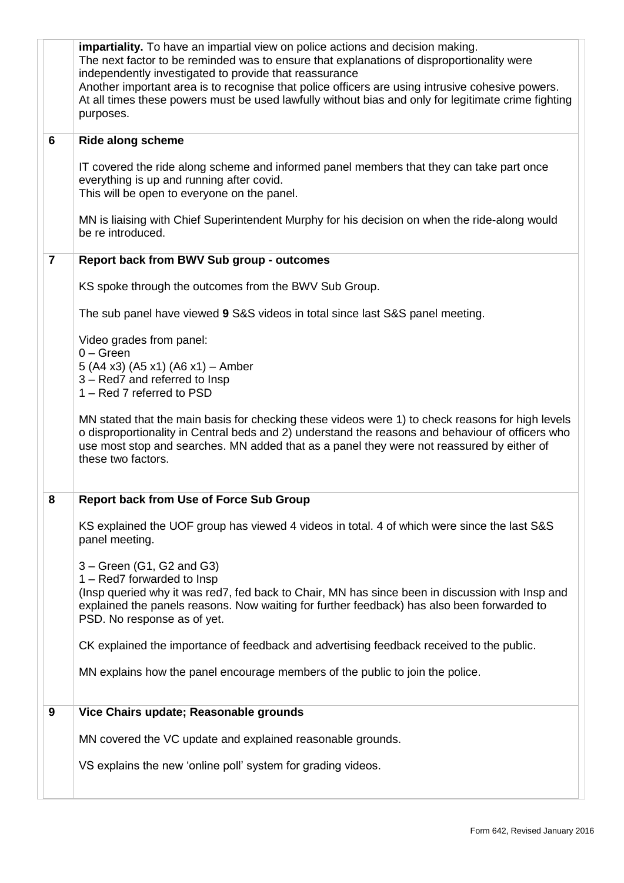**impartiality.** To have an impartial view on police actions and decision making.
The next factor to be reminded was to ensure that explanations of disproportionality were independently investigated to provide that reassurance
Another important area is to recognise that police officers are using intrusive cohesive powers. At all times these powers must be used lawfully without bias and only for legitimate crime fighting purposes.

## 6 Ride along scheme

IT covered the ride along scheme and informed panel members that they can take part once everything is up and running after covid.
This will be open to everyone on the panel.

MN is liaising with Chief Superintendent Murphy for his decision on when the ride-along would be re introduced.

## 7 Report back from BWV Sub group - outcomes

KS spoke through the outcomes from the BWV Sub Group.

The sub panel have viewed **9** S&S videos in total since last S&S panel meeting.

Video grades from panel:
0 – Green
5 (A4 x3) (A5 x1) (A6 x1) – Amber
3 – Red7 and referred to Insp
1 – Red 7 referred to PSD

MN stated that the main basis for checking these videos were 1) to check reasons for high levels o disproportionality in Central beds and 2) understand the reasons and behaviour of officers who use most stop and searches. MN added that as a panel they were not reassured by either of these two factors.

## 8 Report back from Use of Force Sub Group

KS explained the UOF group has viewed 4 videos in total. 4 of which were since the last S&S panel meeting.

3 – Green (G1, G2 and G3)
1 – Red7 forwarded to Insp
(Insp queried why it was red7, fed back to Chair, MN has since been in discussion with Insp and explained the panels reasons. Now waiting for further feedback) has also been forwarded to PSD. No response as of yet.

CK explained the importance of feedback and advertising feedback received to the public.

MN explains how the panel encourage members of the public to join the police.

## 9 Vice Chairs update; Reasonable grounds

MN covered the VC update and explained reasonable grounds.

VS explains the new 'online poll' system for grading videos.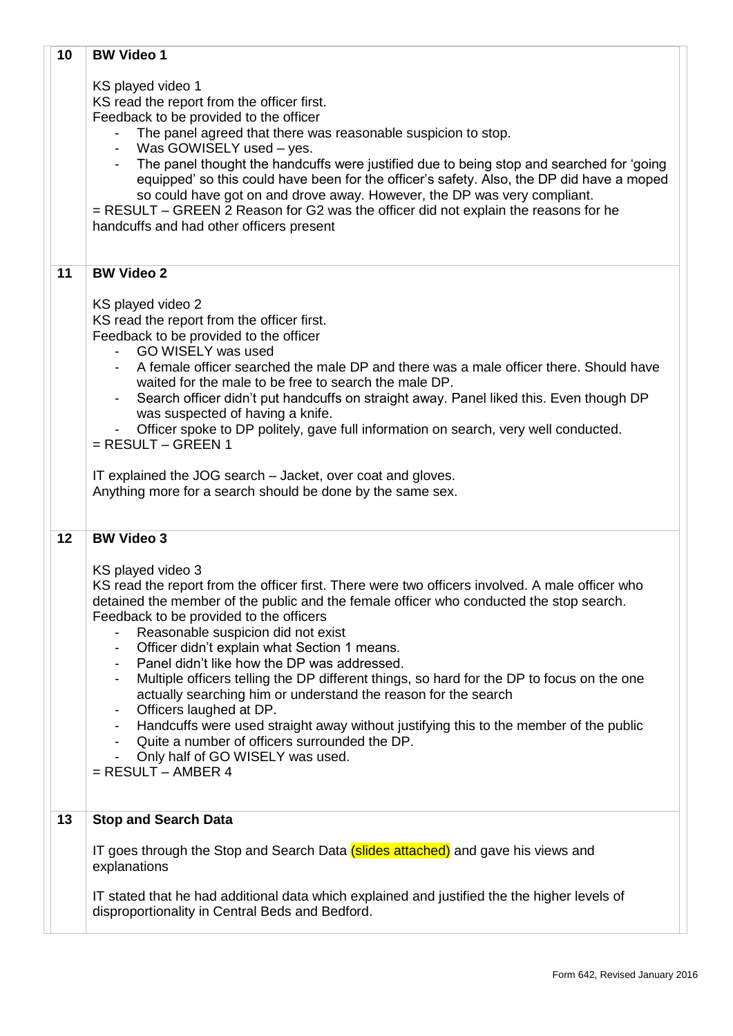| | |
|---|---|
| 10 | **BW Video 1**<br><br>KS played video 1<br>KS read the report from the officer first.<br>Feedback to be provided to the officer<br>- The panel agreed that there was reasonable suspicion to stop.<br>- Was GOWISELY used – yes.<br>- The panel thought the handcuffs were justified due to being stop and searched for 'going equipped' so this could have been for the officer's safety. Also, the DP did have a moped so could have got on and drove away. However, the DP was very compliant.<br>= RESULT – GREEN 2 Reason for G2 was the officer did not explain the reasons for he handcuffs and had other officers present |
| 11 | **BW Video 2**<br><br>KS played video 2<br>KS read the report from the officer first.<br>Feedback to be provided to the officer<br>- GO WISELY was used<br>- A female officer searched the male DP and there was a male officer there. Should have waited for the male to be free to search the male DP.<br>- Search officer didn't put handcuffs on straight away. Panel liked this. Even though DP was suspected of having a knife.<br>- Officer spoke to DP politely, gave full information on search, very well conducted.<br>= RESULT – GREEN 1<br><br>IT explained the JOG search – Jacket, over coat and gloves.<br>Anything more for a search should be done by the same sex. |
| 12 | **BW Video 3**<br><br>KS played video 3<br>KS read the report from the officer first. There were two officers involved. A male officer who detained the member of the public and the female officer who conducted the stop search.<br>Feedback to be provided to the officers<br>- Reasonable suspicion did not exist<br>- Officer didn't explain what Section 1 means.<br>- Panel didn't like how the DP was addressed.<br>- Multiple officers telling the DP different things, so hard for the DP to focus on the one actually searching him or understand the reason for the search<br>- Officers laughed at DP.<br>- Handcuffs were used straight away without justifying this to the member of the public<br>- Quite a number of officers surrounded the DP.<br>- Only half of GO WISELY was used.<br>= RESULT – AMBER 4 |
| 13 | **Stop and Search Data**<br><br>IT goes through the Stop and Search Data (slides attached) and gave his views and explanations<br><br>IT stated that he had additional data which explained and justified the the higher levels of disproportionality in Central Beds and Bedford. |

Form 642, Revised January 2016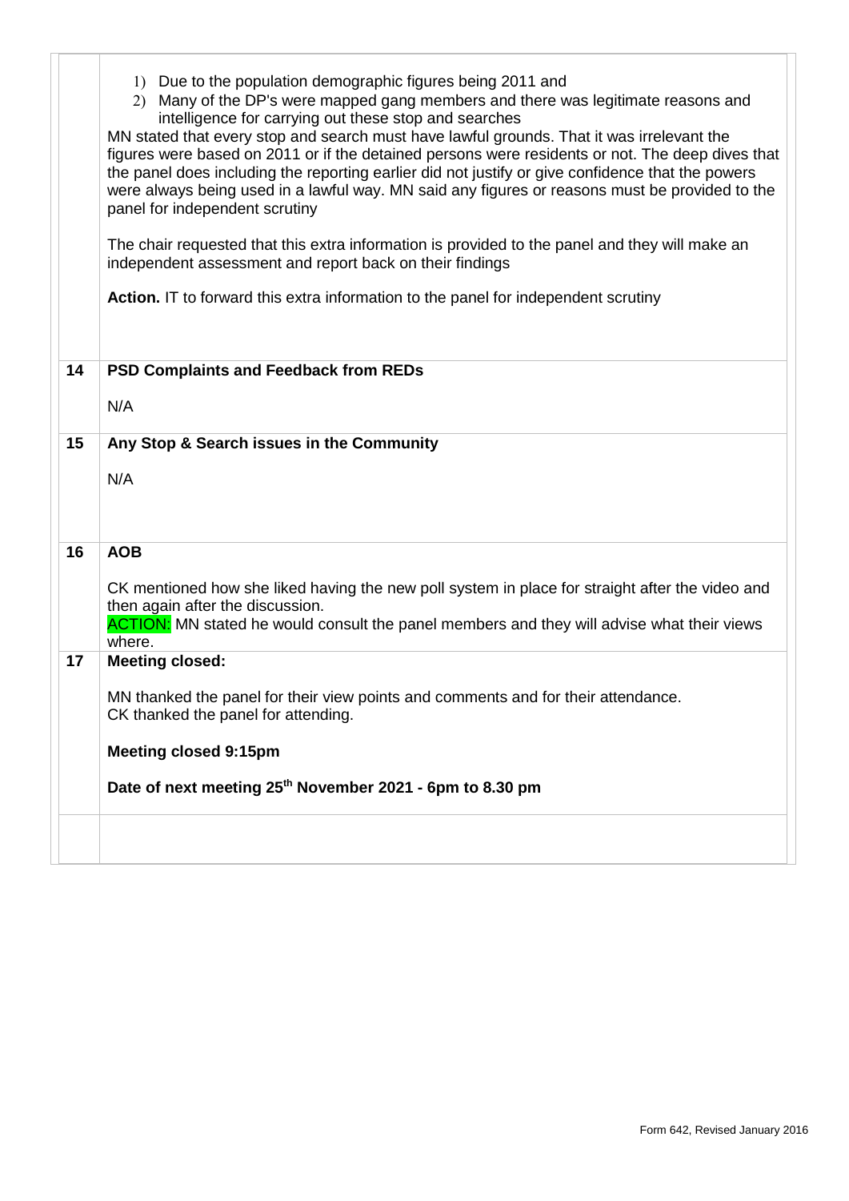| | |
|---|---|
| | 1) Due to the population demographic figures being 2011 and<br>2) Many of the DP's were mapped gang members and there was legitimate reasons and intelligence for carrying out these stop and searches<br>MN stated that every stop and search must have lawful grounds. That it was irrelevant the figures were based on 2011 or if the detained persons were residents or not. The deep dives that the panel does including the reporting earlier did not justify or give confidence that the powers were always being used in a lawful way. MN said any figures or reasons must be provided to the panel for independent scrutiny<br><br>The chair requested that this extra information is provided to the panel and they will make an independent assessment and report back on their findings<br><br>**Action.** IT to forward this extra information to the panel for independent scrutiny |
| **14** | **PSD Complaints and Feedback from REDs**<br><br>N/A |
| **15** | **Any Stop & Search issues in the Community**<br><br>N/A |
| **16** | **AOB**<br><br>CK mentioned how she liked having the new poll system in place for straight after the video and then again after the discussion.<br>ACTION: MN stated he would consult the panel members and they will advise what their views where. |
| **17** | **Meeting closed:**<br><br>MN thanked the panel for their view points and comments and for their attendance.<br>CK thanked the panel for attending.<br><br>**Meeting closed 9:15pm**<br><br>**Date of next meeting 25th November 2021 - 6pm to 8.30 pm** |
| | |

Form 642, Revised January 2016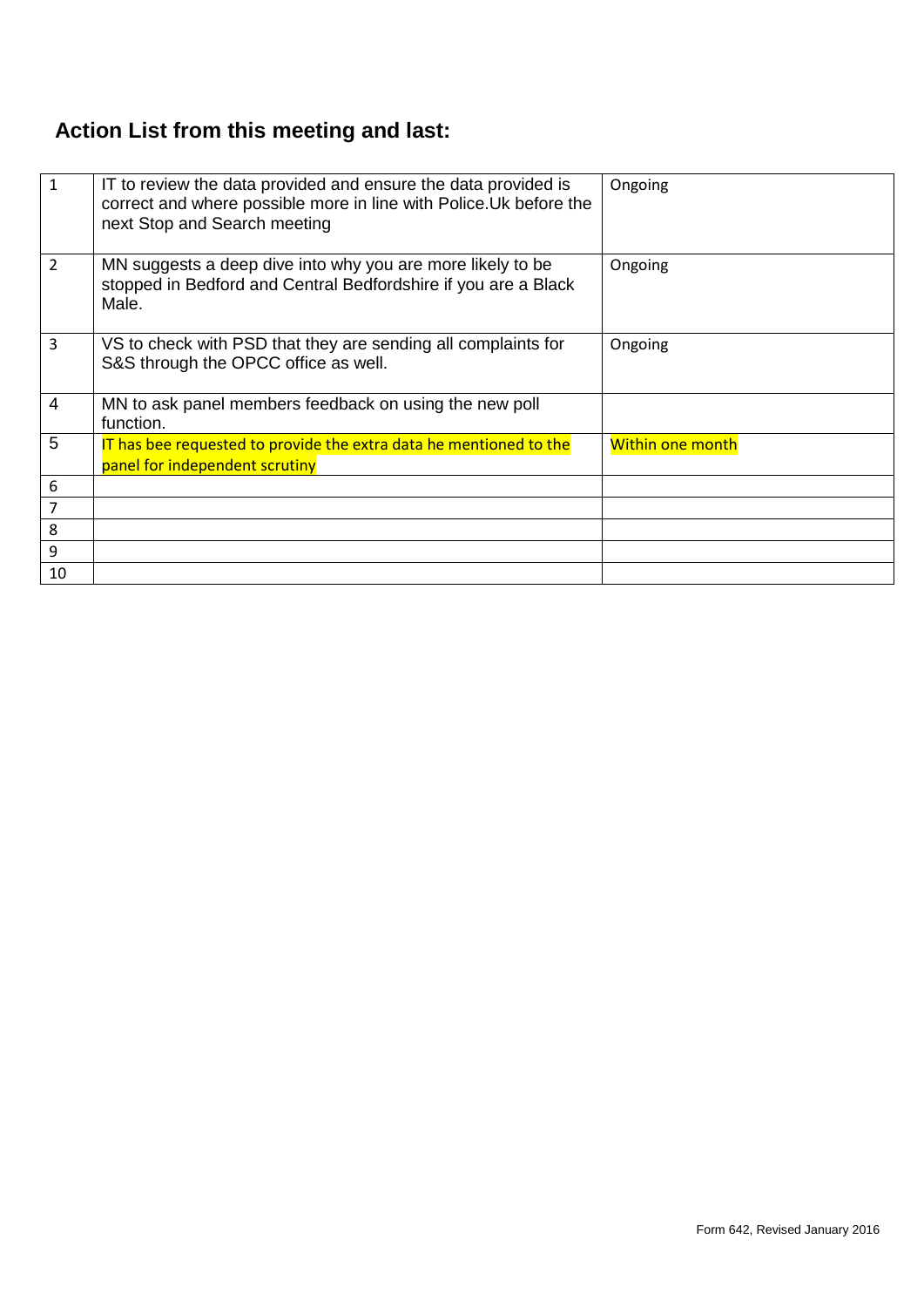## Action List from this meeting and last:

| | | |
|---|---|---|
| 1 | IT to review the data provided and ensure the data provided is correct and where possible more in line with Police.Uk before the next Stop and Search meeting | Ongoing |
| 2 | MN suggests a deep dive into why you are more likely to be stopped in Bedford and Central Bedfordshire if you are a Black Male. | Ongoing |
| 3 | VS to check with PSD that they are sending all complaints for S&S through the OPCC office as well. | Ongoing |
| 4 | MN to ask panel members feedback on using the new poll function. | |
| 5 | IT has bee requested to provide the extra data he mentioned to the panel for independent scrutiny | Within one month |
| 6 | | |
| 7 | | |
| 8 | | |
| 9 | | |
| 10 | | |

Form 642, Revised January 2016